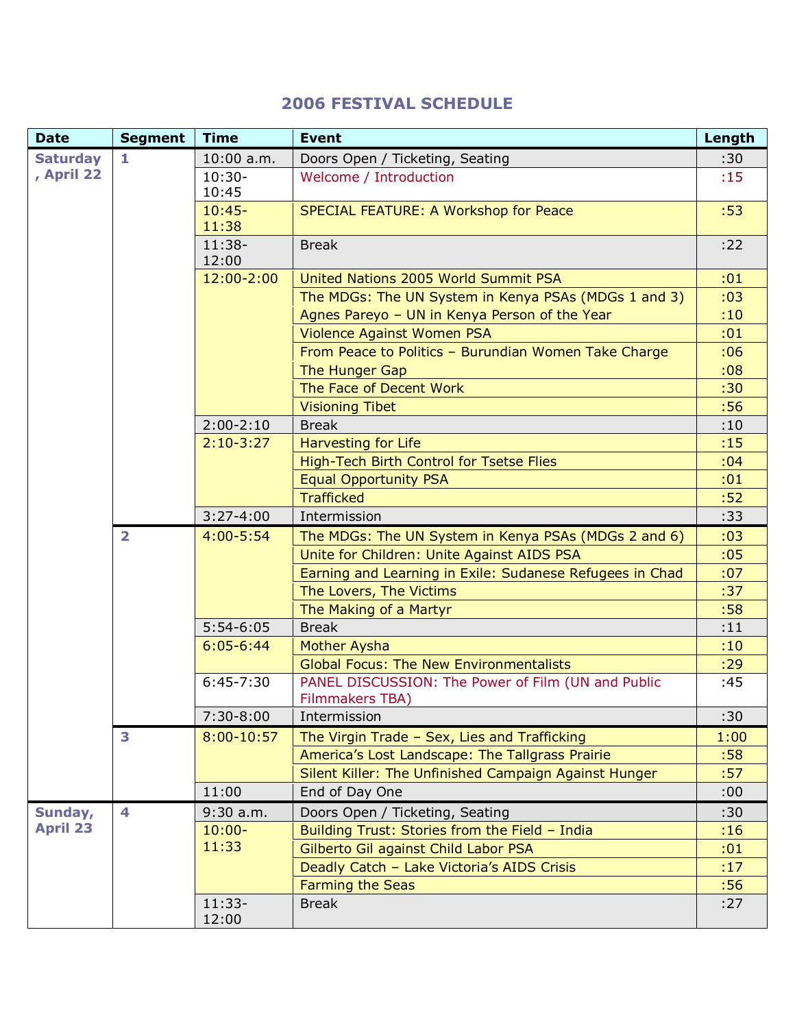# 2006 FESTIVAL SCHEDULE

| Date | Segment | Time | Event | Length |
|---|---|---|---|---|
| Saturday, April 22 | 1 | 10:00 a.m. | Doors Open / Ticketing, Seating | :30 |
| | | 10:30-10:45 | Welcome / Introduction | :15 |
| | | 10:45-11:38 | SPECIAL FEATURE: A Workshop for Peace | :53 |
| | | 11:38-12:00 | Break | :22 |
| | | 12:00-2:00 | United Nations 2005 World Summit PSA | :01 |
| | | | The MDGs: The UN System in Kenya PSAs (MDGs 1 and 3) | :03 |
| | | | Agnes Pareyo – UN in Kenya Person of the Year | :10 |
| | | | Violence Against Women PSA | :01 |
| | | | From Peace to Politics – Burundian Women Take Charge | :06 |
| | | | The Hunger Gap | :08 |
| | | | The Face of Decent Work | :30 |
| | | | Visioning Tibet | :56 |
| | | 2:00-2:10 | Break | :10 |
| | | 2:10-3:27 | Harvesting for Life | :15 |
| | | | High-Tech Birth Control for Tsetse Flies | :04 |
| | | | Equal Opportunity PSA | :01 |
| | | | Trafficked | :52 |
| | | 3:27-4:00 | Intermission | :33 |
| | 2 | 4:00-5:54 | The MDGs: The UN System in Kenya PSAs (MDGs 2 and 6) | :03 |
| | | | Unite for Children: Unite Against AIDS PSA | :05 |
| | | | Earning and Learning in Exile: Sudanese Refugees in Chad | :07 |
| | | | The Lovers, The Victims | :37 |
| | | | The Making of a Martyr | :58 |
| | | 5:54-6:05 | Break | :11 |
| | | 6:05-6:44 | Mother Aysha | :10 |
| | | | Global Focus: The New Environmentalists | :29 |
| | | 6:45-7:30 | PANEL DISCUSSION: The Power of Film (UN and Public Filmmakers TBA) | :45 |
| | | 7:30-8:00 | Intermission | :30 |
| | 3 | 8:00-10:57 | The Virgin Trade – Sex, Lies and Trafficking | 1:00 |
| | | | America's Lost Landscape: The Tallgrass Prairie | :58 |
| | | | Silent Killer: The Unfinished Campaign Against Hunger | :57 |
| | | 11:00 | End of Day One | :00 |
| Sunday, April 23 | 4 | 9:30 a.m. | Doors Open / Ticketing, Seating | :30 |
| | | 10:00-11:33 | Building Trust: Stories from the Field – India | :16 |
| | | | Gilberto Gil against Child Labor PSA | :01 |
| | | | Deadly Catch – Lake Victoria's AIDS Crisis | :17 |
| | | | Farming the Seas | :56 |
| | | 11:33-12:00 | Break | :27 |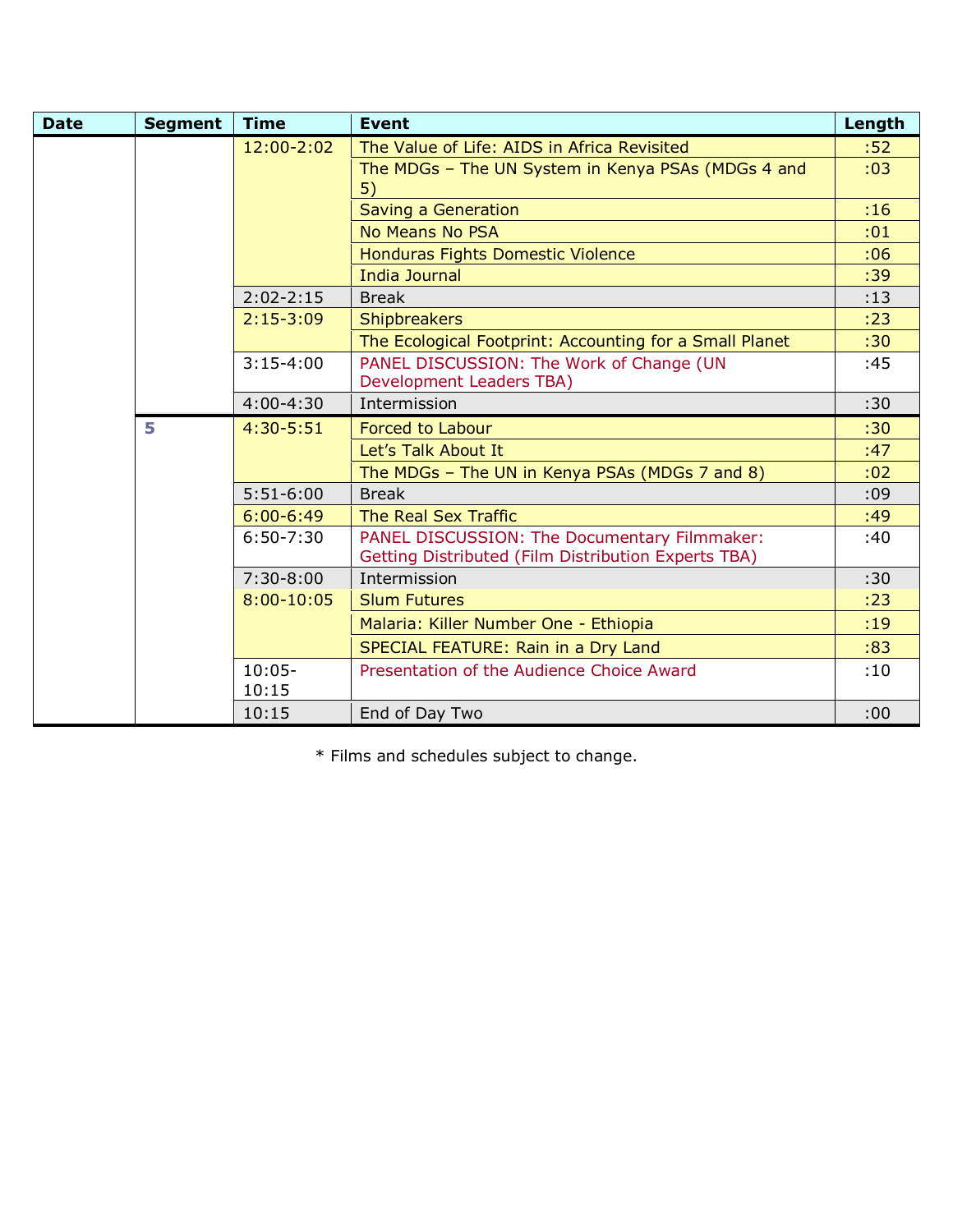| Date | Segment | Time | Event | Length |
|---|---|---|---|---|
| | | 12:00-2:02 | The Value of Life: AIDS in Africa Revisited | :52 |
| | | | The MDGs – The UN System in Kenya PSAs (MDGs 4 and 5) | :03 |
| | | | Saving a Generation | :16 |
| | | | No Means No PSA | :01 |
| | | | Honduras Fights Domestic Violence | :06 |
| | | | India Journal | :39 |
| | | 2:02-2:15 | Break | :13 |
| | | 2:15-3:09 | Shipbreakers | :23 |
| | | | The Ecological Footprint: Accounting for a Small Planet | :30 |
| | | 3:15-4:00 | PANEL DISCUSSION: The Work of Change (UN Development Leaders TBA) | :45 |
| | | 4:00-4:30 | Intermission | :30 |
| | 5 | 4:30-5:51 | Forced to Labour | :30 |
| | | | Let's Talk About It | :47 |
| | | | The MDGs – The UN in Kenya PSAs (MDGs 7 and 8) | :02 |
| | | 5:51-6:00 | Break | :09 |
| | | 6:00-6:49 | The Real Sex Traffic | :49 |
| | | 6:50-7:30 | PANEL DISCUSSION: The Documentary Filmmaker: Getting Distributed (Film Distribution Experts TBA) | :40 |
| | | 7:30-8:00 | Intermission | :30 |
| | | 8:00-10:05 | Slum Futures | :23 |
| | | | Malaria: Killer Number One - Ethiopia | :19 |
| | | | SPECIAL FEATURE: Rain in a Dry Land | :83 |
| | | 10:05-10:15 | Presentation of the Audience Choice Award | :10 |
| | | 10:15 | End of Day Two | :00 |

* Films and schedules subject to change.